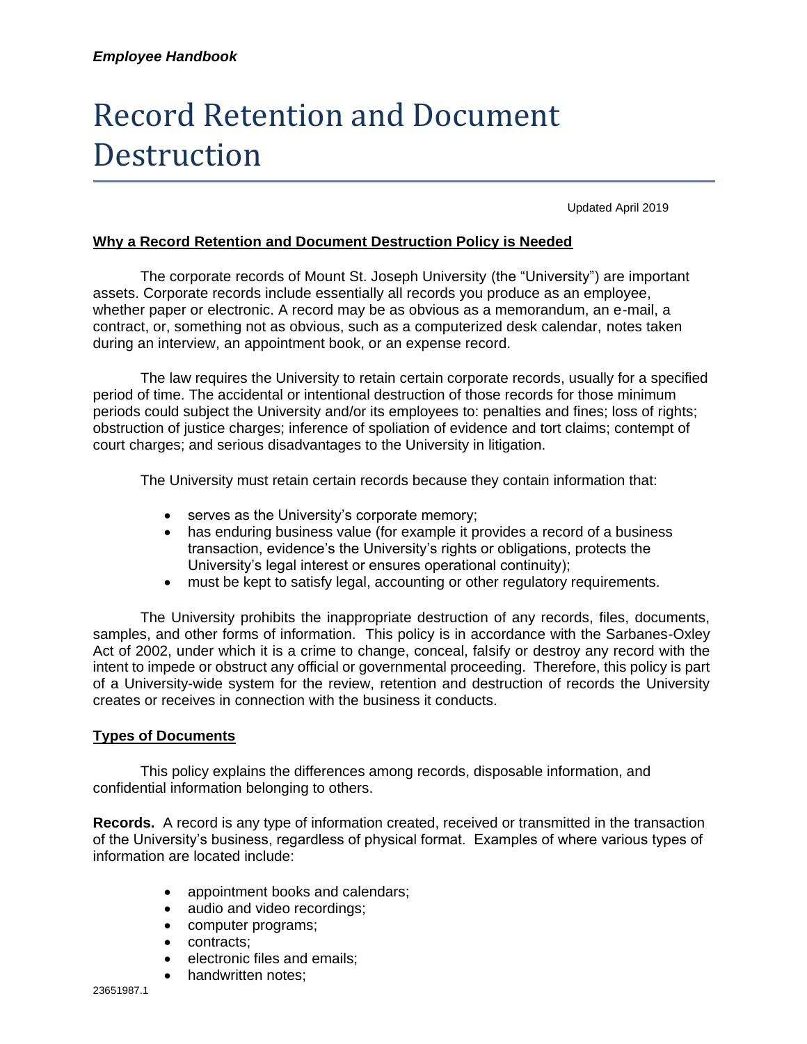# Record Retention and Document Destruction

Updated April 2019

**Why a Record Retention and Document Destruction Policy is Needed**

The corporate records of Mount St. Joseph University (the "University") are important assets. Corporate records include essentially all records you produce as an employee, whether paper or electronic. A record may be as obvious as a memorandum, an e-mail, a contract, or, something not as obvious, such as a computerized desk calendar, notes taken during an interview, an appointment book, or an expense record.

The law requires the University to retain certain corporate records, usually for a specified period of time. The accidental or intentional destruction of those records for those minimum periods could subject the University and/or its employees to: penalties and fines; loss of rights; obstruction of justice charges; inference of spoliation of evidence and tort claims; contempt of court charges; and serious disadvantages to the University in litigation.

The University must retain certain records because they contain information that:

- serves as the University's corporate memory;
- has enduring business value (for example it provides a record of a business transaction, evidence's the University's rights or obligations, protects the University's legal interest or ensures operational continuity);
- must be kept to satisfy legal, accounting or other regulatory requirements.

The University prohibits the inappropriate destruction of any records, files, documents, samples, and other forms of information. This policy is in accordance with the Sarbanes-Oxley Act of 2002, under which it is a crime to change, conceal, falsify or destroy any record with the intent to impede or obstruct any official or governmental proceeding. Therefore, this policy is part of a University-wide system for the review, retention and destruction of records the University creates or receives in connection with the business it conducts.

**Types of Documents**

This policy explains the differences among records, disposable information, and confidential information belonging to others.

**Records.** A record is any type of information created, received or transmitted in the transaction of the University's business, regardless of physical format. Examples of where various types of information are located include:

- appointment books and calendars;
- audio and video recordings;
- computer programs;
- contracts;
- electronic files and emails;
- handwritten notes;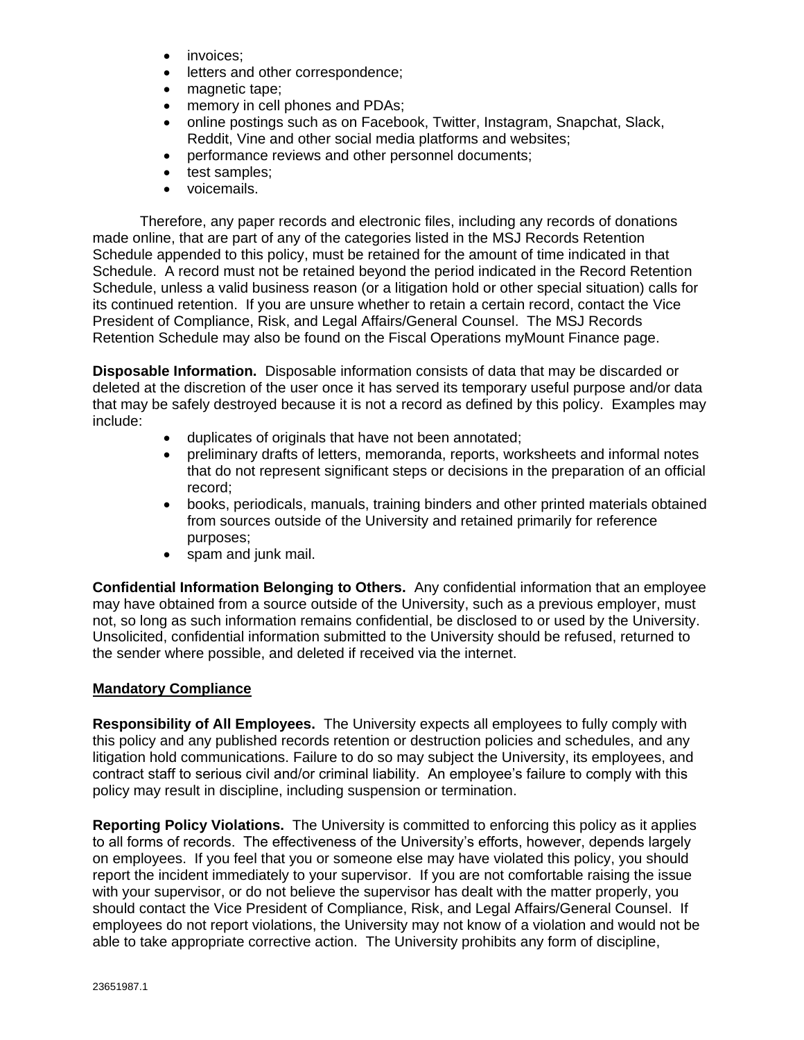- invoices;
- letters and other correspondence;
- magnetic tape;
- memory in cell phones and PDAs;
- online postings such as on Facebook, Twitter, Instagram, Snapchat, Slack, Reddit, Vine and other social media platforms and websites;
- performance reviews and other personnel documents;
- test samples;
- voicemails.

Therefore, any paper records and electronic files, including any records of donations made online, that are part of any of the categories listed in the MSJ Records Retention Schedule appended to this policy, must be retained for the amount of time indicated in that Schedule. A record must not be retained beyond the period indicated in the Record Retention Schedule, unless a valid business reason (or a litigation hold or other special situation) calls for its continued retention. If you are unsure whether to retain a certain record, contact the Vice President of Compliance, Risk, and Legal Affairs/General Counsel. The MSJ Records Retention Schedule may also be found on the Fiscal Operations myMount Finance page.

**Disposable Information.** Disposable information consists of data that may be discarded or deleted at the discretion of the user once it has served its temporary useful purpose and/or data that may be safely destroyed because it is not a record as defined by this policy. Examples may include:

- duplicates of originals that have not been annotated;
- preliminary drafts of letters, memoranda, reports, worksheets and informal notes that do not represent significant steps or decisions in the preparation of an official record;
- books, periodicals, manuals, training binders and other printed materials obtained from sources outside of the University and retained primarily for reference purposes;
- spam and junk mail.

**Confidential Information Belonging to Others.** Any confidential information that an employee may have obtained from a source outside of the University, such as a previous employer, must not, so long as such information remains confidential, be disclosed to or used by the University. Unsolicited, confidential information submitted to the University should be refused, returned to the sender where possible, and deleted if received via the internet.

**Mandatory Compliance**

**Responsibility of All Employees.** The University expects all employees to fully comply with this policy and any published records retention or destruction policies and schedules, and any litigation hold communications. Failure to do so may subject the University, its employees, and contract staff to serious civil and/or criminal liability. An employee's failure to comply with this policy may result in discipline, including suspension or termination.

**Reporting Policy Violations.** The University is committed to enforcing this policy as it applies to all forms of records. The effectiveness of the University's efforts, however, depends largely on employees. If you feel that you or someone else may have violated this policy, you should report the incident immediately to your supervisor. If you are not comfortable raising the issue with your supervisor, or do not believe the supervisor has dealt with the matter properly, you should contact the Vice President of Compliance, Risk, and Legal Affairs/General Counsel. If employees do not report violations, the University may not know of a violation and would not be able to take appropriate corrective action. The University prohibits any form of discipline,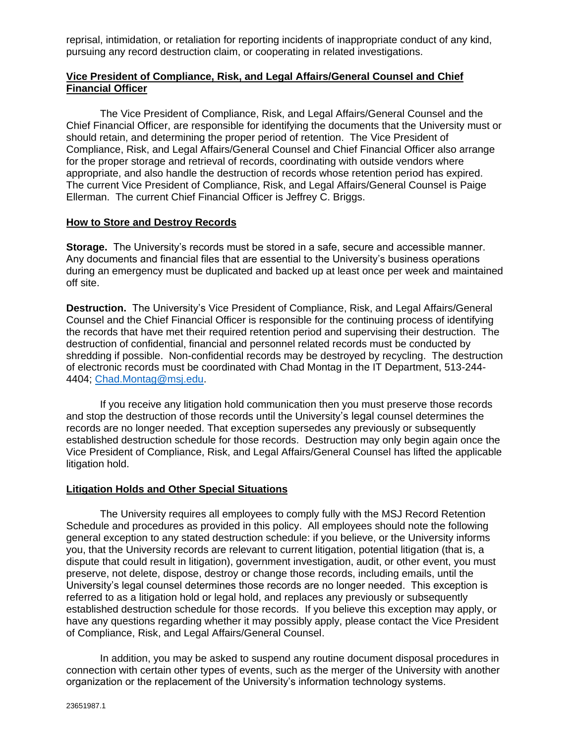reprisal, intimidation, or retaliation for reporting incidents of inappropriate conduct of any kind, pursuing any record destruction claim, or cooperating in related investigations.

**Vice President of Compliance, Risk, and Legal Affairs/General Counsel and Chief Financial Officer**

The Vice President of Compliance, Risk, and Legal Affairs/General Counsel and the Chief Financial Officer, are responsible for identifying the documents that the University must or should retain, and determining the proper period of retention. The Vice President of Compliance, Risk, and Legal Affairs/General Counsel and Chief Financial Officer also arrange for the proper storage and retrieval of records, coordinating with outside vendors where appropriate, and also handle the destruction of records whose retention period has expired. The current Vice President of Compliance, Risk, and Legal Affairs/General Counsel is Paige Ellerman. The current Chief Financial Officer is Jeffrey C. Briggs.

**How to Store and Destroy Records**

**Storage.** The University's records must be stored in a safe, secure and accessible manner. Any documents and financial files that are essential to the University's business operations during an emergency must be duplicated and backed up at least once per week and maintained off site.

**Destruction.** The University's Vice President of Compliance, Risk, and Legal Affairs/General Counsel and the Chief Financial Officer is responsible for the continuing process of identifying the records that have met their required retention period and supervising their destruction. The destruction of confidential, financial and personnel related records must be conducted by shredding if possible. Non-confidential records may be destroyed by recycling. The destruction of electronic records must be coordinated with Chad Montag in the IT Department, 513-244-4404; Chad.Montag@msj.edu.

If you receive any litigation hold communication then you must preserve those records and stop the destruction of those records until the University's legal counsel determines the records are no longer needed. That exception supersedes any previously or subsequently established destruction schedule for those records. Destruction may only begin again once the Vice President of Compliance, Risk, and Legal Affairs/General Counsel has lifted the applicable litigation hold.

**Litigation Holds and Other Special Situations**

The University requires all employees to comply fully with the MSJ Record Retention Schedule and procedures as provided in this policy. All employees should note the following general exception to any stated destruction schedule: if you believe, or the University informs you, that the University records are relevant to current litigation, potential litigation (that is, a dispute that could result in litigation), government investigation, audit, or other event, you must preserve, not delete, dispose, destroy or change those records, including emails, until the University's legal counsel determines those records are no longer needed. This exception is referred to as a litigation hold or legal hold, and replaces any previously or subsequently established destruction schedule for those records. If you believe this exception may apply, or have any questions regarding whether it may possibly apply, please contact the Vice President of Compliance, Risk, and Legal Affairs/General Counsel.

In addition, you may be asked to suspend any routine document disposal procedures in connection with certain other types of events, such as the merger of the University with another organization or the replacement of the University's information technology systems.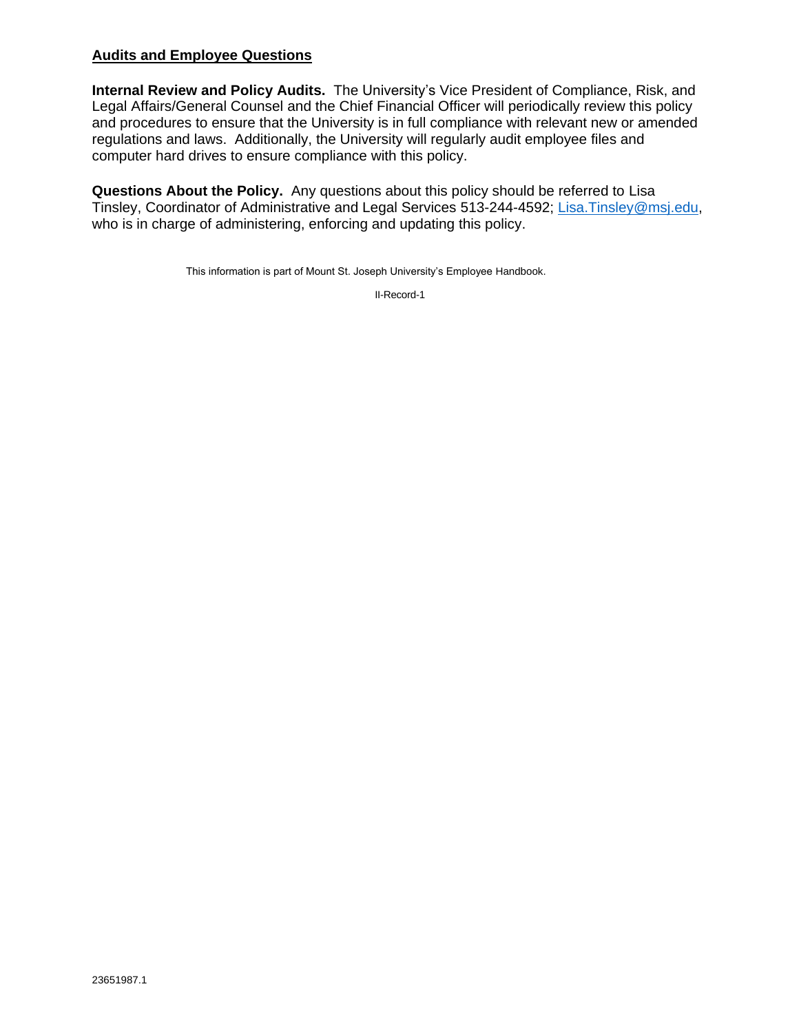## Audits and Employee Questions

**Internal Review and Policy Audits.** The University's Vice President of Compliance, Risk, and Legal Affairs/General Counsel and the Chief Financial Officer will periodically review this policy and procedures to ensure that the University is in full compliance with relevant new or amended regulations and laws. Additionally, the University will regularly audit employee files and computer hard drives to ensure compliance with this policy.

**Questions About the Policy.** Any questions about this policy should be referred to Lisa Tinsley, Coordinator of Administrative and Legal Services 513-244-4592; Lisa.Tinsley@msj.edu, who is in charge of administering, enforcing and updating this policy.

This information is part of Mount St. Joseph University's Employee Handbook.

II-Record-1

23651987.1